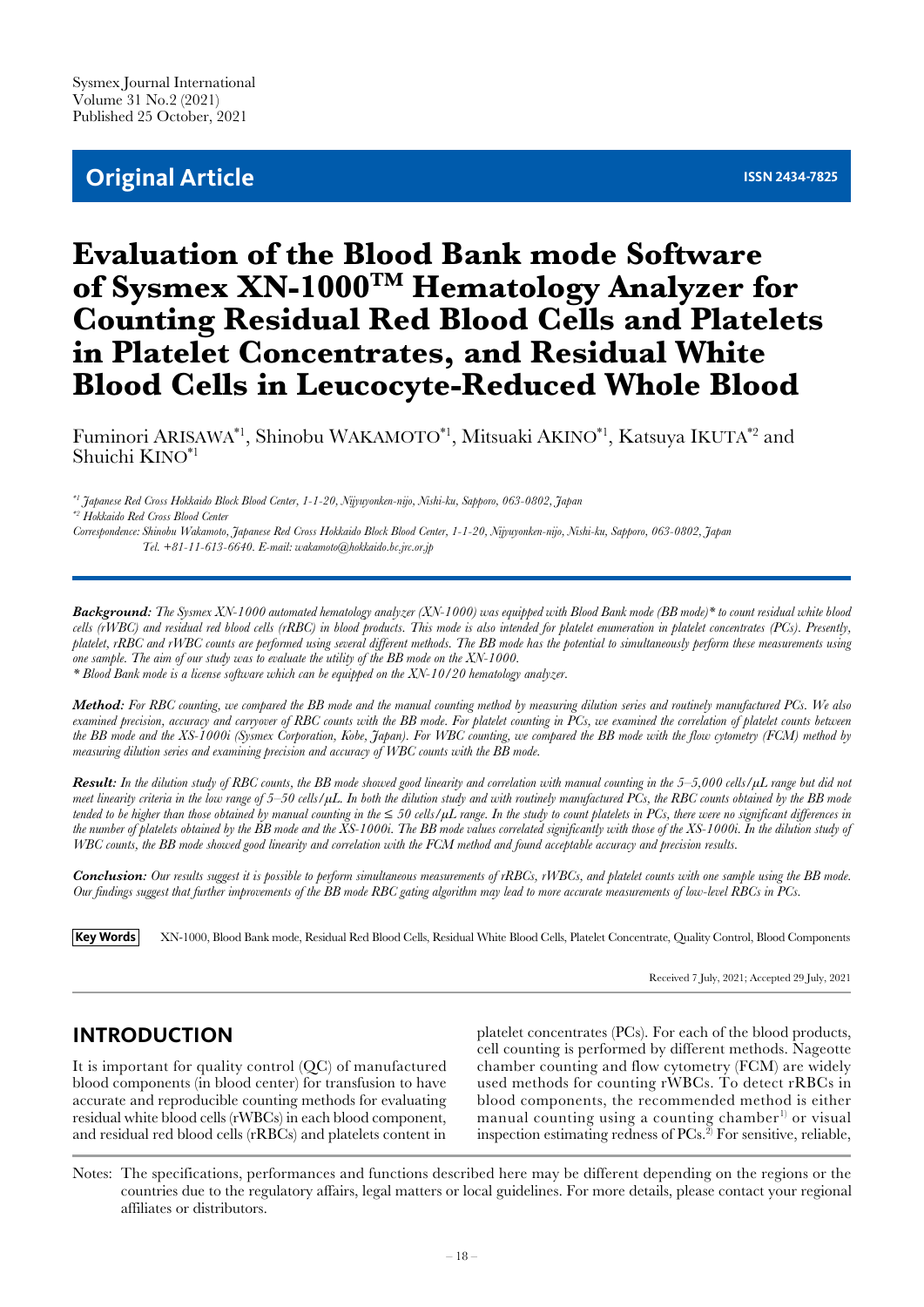Sysmex Journal International
Volume 31 No.2 (2021)
Published 25 October, 2021

**Original Article** **ISSN 2434-7825**

# Evaluation of the Blood Bank mode Software of Sysmex XN-1000™ Hematology Analyzer for Counting Residual Red Blood Cells and Platelets in Platelet Concentrates, and Residual White Blood Cells in Leucocyte-Reduced Whole Blood

Fuminori ARISAWA[*1], Shinobu WAKAMOTO[*1], Mitsuaki AKINO[*1], Katsuya IKUTA[*2] and Shuichi KINO[*1]

*[*1] Japanese Red Cross Hokkaido Block Blood Center, 1-1-20, Nijyuyonken-nijo, Nishi-ku, Sapporo, 063-0802, Japan*
*[*2] Hokkaido Red Cross Blood Center*
*Correspondence: Shinobu Wakamoto, Japanese Red Cross Hokkaido Block Blood Center, 1-1-20, Nijyuyonken-nijo, Nishi-ku, Sapporo, 063-0802, Japan Tel. +81-11-613-6640. E-mail: wakamoto@hokkaido.bc.jrc.or.jp*

***Background:*** *The Sysmex XN-1000 automated hematology analyzer (XN-1000) was equipped with Blood Bank mode (BB mode)* to count residual white blood cells (rWBC) and residual red blood cells (rRBC) in blood products. This mode is also intended for platelet enumeration in platelet concentrates (PCs). Presently, platelet, rRBC and rWBC counts are performed using several different methods. The BB mode has the potential to simultaneously perform these measurements using one sample. The aim of our study was to evaluate the utility of the BB mode on the XN-1000.*
** Blood Bank mode is a license software which can be equipped on the XN-10/20 hematology analyzer.*

***Method:*** *For RBC counting, we compared the BB mode and the manual counting method by measuring dilution series and routinely manufactured PCs. We also examined precision, accuracy and carryover of RBC counts with the BB mode. For platelet counting in PCs, we examined the correlation of platelet counts between the BB mode and the XS-1000i (Sysmex Corporation, Kobe, Japan). For WBC counting, we compared the BB mode with the flow cytometry (FCM) method by measuring dilution series and examining precision and accuracy of WBC counts with the BB mode.*

***Result:*** *In the dilution study of RBC counts, the BB mode showed good linearity and correlation with manual counting in the 5–5,000 cells/μL range but did not meet linearity criteria in the low range of 5–50 cells/μL. In both the dilution study and with routinely manufactured PCs, the RBC counts obtained by the BB mode tended to be higher than those obtained by manual counting in the ≤ 50 cells/μL range. In the study to count platelets in PCs, there were no significant differences in the number of platelets obtained by the BB mode and the XS-1000i. The BB mode values correlated significantly with those of the XS-1000i. In the dilution study of WBC counts, the BB mode showed good linearity and correlation with the FCM method and found acceptable accuracy and precision results.*

***Conclusion:*** *Our results suggest it is possible to perform simultaneous measurements of rRBCs, rWBCs, and platelet counts with one sample using the BB mode. Our findings suggest that further improvements of the BB mode RBC gating algorithm may lead to more accurate measurements of low-level RBCs in PCs.*

**Key Words** XN-1000, Blood Bank mode, Residual Red Blood Cells, Residual White Blood Cells, Platelet Concentrate, Quality Control, Blood Components

Received 7 July, 2021; Accepted 29 July, 2021

## INTRODUCTION

It is important for quality control (QC) of manufactured blood components (in blood center) for transfusion to have accurate and reproducible counting methods for evaluating residual white blood cells (rWBCs) in each blood component, and residual red blood cells (rRBCs) and platelets content in platelet concentrates (PCs). For each of the blood products, cell counting is performed by different methods. Nageotte chamber counting and flow cytometry (FCM) are widely used methods for counting rWBCs. To detect rRBCs in blood components, the recommended method is either manual counting using a counting chamber[1] or visual inspection estimating redness of PCs.[2] For sensitive, reliable,

Notes: The specifications, performances and functions described here may be different depending on the regions or the countries due to the regulatory affairs, legal matters or local guidelines. For more details, please contact your regional affiliates or distributors.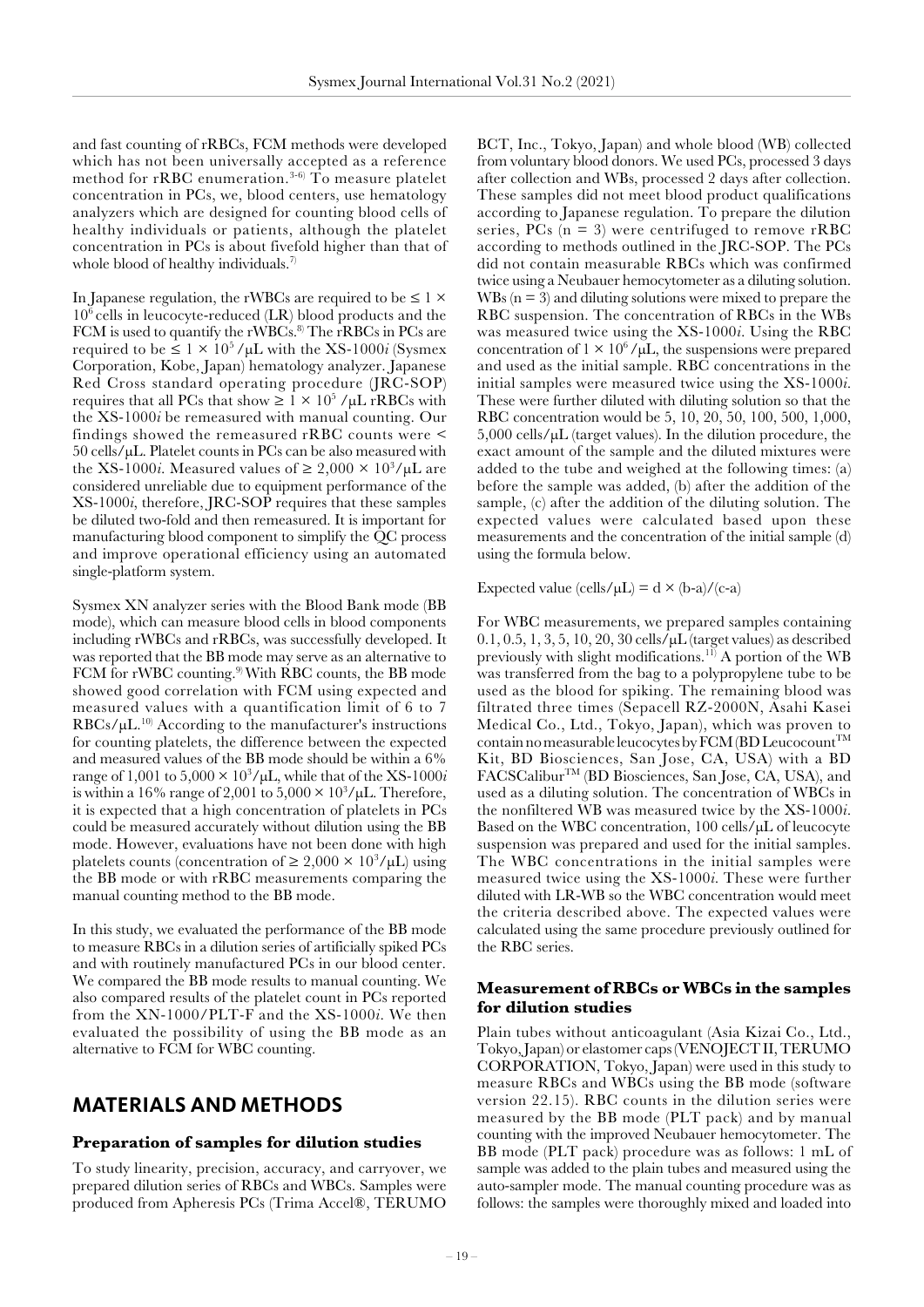and fast counting of rRBCs, FCM methods were developed which has not been universally accepted as a reference method for rRBC enumeration.[3-6] To measure platelet concentration in PCs, we, blood centers, use hematology analyzers which are designed for counting blood cells of healthy individuals or patients, although the platelet concentration in PCs is about fivefold higher than that of whole blood of healthy individuals.[7]

In Japanese regulation, the rWBCs are required to be $\leq 1 \times 10^6$ cells in leucocyte-reduced (LR) blood products and the FCM is used to quantify the rWBCs.[8] The rRBCs in PCs are required to be $\leq 1 \times 10^5$ /μL with the XS-1000*i* (Sysmex Corporation, Kobe, Japan) hematology analyzer. Japanese Red Cross standard operating procedure (JRC-SOP) requires that all PCs that show $\geq 1 \times 10^5$ /μL rRBCs with the XS-1000*i* be remeasured with manual counting. Our findings showed the remeasured rRBC counts were < 50 cells/μL. Platelet counts in PCs can be also measured with the XS-1000*i*. Measured values of $\geq 2{,}000 \times 10^3$/μL are considered unreliable due to equipment performance of the XS-1000*i*, therefore, JRC-SOP requires that these samples be diluted two-fold and then remeasured. It is important for manufacturing blood component to simplify the QC process and improve operational efficiency using an automated single-platform system.

Sysmex XN analyzer series with the Blood Bank mode (BB mode), which can measure blood cells in blood components including rWBCs and rRBCs, was successfully developed. It was reported that the BB mode may serve as an alternative to FCM for rWBC counting.[9] With RBC counts, the BB mode showed good correlation with FCM using expected and measured values with a quantification limit of 6 to 7 RBCs/μL.[10] According to the manufacturer's instructions for counting platelets, the difference between the expected and measured values of the BB mode should be within a 6% range of 1,001 to $5{,}000 \times 10^3$/μL, while that of the XS-1000*i* is within a 16% range of 2,001 to $5{,}000 \times 10^3$/μL. Therefore, it is expected that a high concentration of platelets in PCs could be measured accurately without dilution using the BB mode. However, evaluations have not been done with high platelets counts (concentration of $\geq 2{,}000 \times 10^3$/μL) using the BB mode or with rRBC measurements comparing the manual counting method to the BB mode.

In this study, we evaluated the performance of the BB mode to measure RBCs in a dilution series of artificially spiked PCs and with routinely manufactured PCs in our blood center. We compared the BB mode results to manual counting. We also compared results of the platelet count in PCs reported from the XN-1000/PLT-F and the XS-1000*i*. We then evaluated the possibility of using the BB mode as an alternative to FCM for WBC counting.

## MATERIALS AND METHODS

### Preparation of samples for dilution studies

To study linearity, precision, accuracy, and carryover, we prepared dilution series of RBCs and WBCs. Samples were produced from Apheresis PCs (Trima Accel®, TERUMO BCT, Inc., Tokyo, Japan) and whole blood (WB) collected from voluntary blood donors. We used PCs, processed 3 days after collection and WBs, processed 2 days after collection. These samples did not meet blood product qualifications according to Japanese regulation. To prepare the dilution series, PCs (n = 3) were centrifuged to remove rRBC according to methods outlined in the JRC-SOP. The PCs did not contain measurable RBCs which was confirmed twice using a Neubauer hemocytometer as a diluting solution. WBs (n = 3) and diluting solutions were mixed to prepare the RBC suspension. The concentration of RBCs in the WBs was measured twice using the XS-1000*i*. Using the RBC concentration of $1 \times 10^6$ /μL, the suspensions were prepared and used as the initial sample. RBC concentrations in the initial samples were measured twice using the XS-1000*i*. These were further diluted with diluting solution so that the RBC concentration would be 5, 10, 20, 50, 100, 500, 1,000, 5,000 cells/μL (target values). In the dilution procedure, the exact amount of the sample and the diluted mixtures were added to the tube and weighed at the following times: (a) before the sample was added, (b) after the addition of the sample, (c) after the addition of the diluting solution. The expected values were calculated based upon these measurements and the concentration of the initial sample (d) using the formula below.

$$\text{Expected value (cells/μL)} = d \times (b-a)/(c-a)$$

For WBC measurements, we prepared samples containing 0.1, 0.5, 1, 3, 5, 10, 20, 30 cells/μL (target values) as described previously with slight modifications.[11] A portion of the WB was transferred from the bag to a polypropylene tube to be used as the blood for spiking. The remaining blood was filtrated three times (Sepacell RZ-2000N, Asahi Kasei Medical Co., Ltd., Tokyo, Japan), which was proven to contain no measurable leucocytes by FCM (BD Leucocount™ Kit, BD Biosciences, San Jose, CA, USA) with a BD FACSCalibur™ (BD Biosciences, San Jose, CA, USA), and used as a diluting solution. The concentration of WBCs in the nonfiltered WB was measured twice by the XS-1000*i*. Based on the WBC concentration, 100 cells/μL of leucocyte suspension was prepared and used for the initial samples. The WBC concentrations in the initial samples were measured twice using the XS-1000*i*. These were further diluted with LR-WB so the WBC concentration would meet the criteria described above. The expected values were calculated using the same procedure previously outlined for the RBC series.

### Measurement of RBCs or WBCs in the samples for dilution studies

Plain tubes without anticoagulant (Asia Kizai Co., Ltd., Tokyo, Japan) or elastomer caps (VENOJECT II, TERUMO CORPORATION, Tokyo, Japan) were used in this study to measure RBCs and WBCs using the BB mode (software version 22.15). RBC counts in the dilution series were measured by the BB mode (PLT pack) and by manual counting with the improved Neubauer hemocytometer. The BB mode (PLT pack) procedure was as follows: 1 mL of sample was added to the plain tubes and measured using the auto-sampler mode. The manual counting procedure was as follows: the samples were thoroughly mixed and loaded into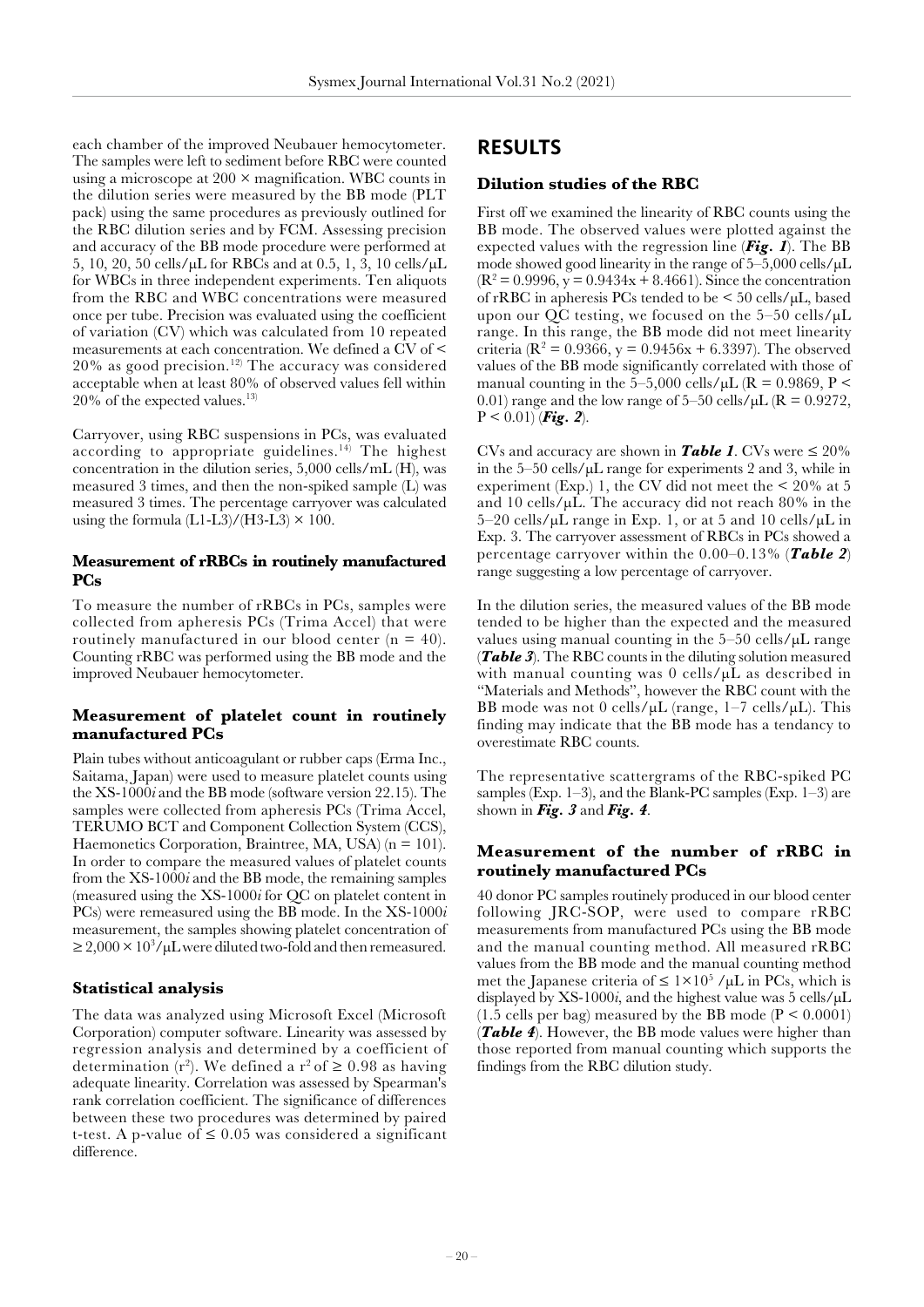each chamber of the improved Neubauer hemocytometer. The samples were left to sediment before RBC were counted using a microscope at 200 × magnification. WBC counts in the dilution series were measured by the BB mode (PLT pack) using the same procedures as previously outlined for the RBC dilution series and by FCM. Assessing precision and accuracy of the BB mode procedure were performed at 5, 10, 20, 50 cells/μL for RBCs and at 0.5, 1, 3, 10 cells/μL for WBCs in three independent experiments. Ten aliquots from the RBC and WBC concentrations were measured once per tube. Precision was evaluated using the coefficient of variation (CV) which was calculated from 10 repeated measurements at each concentration. We defined a CV of < 20% as good precision.[12] The accuracy was considered acceptable when at least 80% of observed values fell within 20% of the expected values.[13]

Carryover, using RBC suspensions in PCs, was evaluated according to appropriate guidelines.[14] The highest concentration in the dilution series, 5,000 cells/mL (H), was measured 3 times, and then the non-spiked sample (L) was measured 3 times. The percentage carryover was calculated using the formula (L1-L3)/(H3-L3) × 100.

### Measurement of rRBCs in routinely manufactured PCs

To measure the number of rRBCs in PCs, samples were collected from apheresis PCs (Trima Accel) that were routinely manufactured in our blood center (n = 40). Counting rRBC was performed using the BB mode and the improved Neubauer hemocytometer.

### Measurement of platelet count in routinely manufactured PCs

Plain tubes without anticoagulant or rubber caps (Erma Inc., Saitama, Japan) were used to measure platelet counts using the XS-1000*i* and the BB mode (software version 22.15). The samples were collected from apheresis PCs (Trima Accel, TERUMO BCT and Component Collection System (CCS), Haemonetics Corporation, Braintree, MA, USA) (n = 101). In order to compare the measured values of platelet counts from the XS-1000*i* and the BB mode, the remaining samples (measured using the XS-1000*i* for QC on platelet content in PCs) were remeasured using the BB mode. In the XS-1000*i* measurement, the samples showing platelet concentration of ≥ 2,000 × $10^3$/μL were diluted two-fold and then remeasured.

### Statistical analysis

The data was analyzed using Microsoft Excel (Microsoft Corporation) computer software. Linearity was assessed by regression analysis and determined by a coefficient of determination ($r^2$). We defined a $r^2$ of ≥ 0.98 as having adequate linearity. Correlation was assessed by Spearman's rank correlation coefficient. The significance of differences between these two procedures was determined by paired t-test. A p-value of ≤ 0.05 was considered a significant difference.

## RESULTS

### Dilution studies of the RBC

First off we examined the linearity of RBC counts using the BB mode. The observed values were plotted against the expected values with the regression line (***Fig. 1***). The BB mode showed good linearity in the range of 5–5,000 cells/μL ($R^2$ = 0.9996, y = 0.9434x + 8.4661). Since the concentration of rRBC in apheresis PCs tended to be < 50 cells/μL, based upon our QC testing, we focused on the 5–50 cells/μL range. In this range, the BB mode did not meet linearity criteria ($R^2$ = 0.9366, y = 0.9456x + 6.3397). The observed values of the BB mode significantly correlated with those of manual counting in the 5–5,000 cells/μL (R = 0.9869, P < 0.01) range and the low range of 5–50 cells/μL (R = 0.9272, P < 0.01) (***Fig. 2***).

CVs and accuracy are shown in ***Table 1***. CVs were ≤ 20% in the 5–50 cells/μL range for experiments 2 and 3, while in experiment (Exp.) 1, the CV did not meet the < 20% at 5 and 10 cells/μL. The accuracy did not reach 80% in the 5–20 cells/μL range in Exp. 1, or at 5 and 10 cells/μL in Exp. 3. The carryover assessment of RBCs in PCs showed a percentage carryover within the 0.00–0.13% (***Table 2***) range suggesting a low percentage of carryover.

In the dilution series, the measured values of the BB mode tended to be higher than the expected and the measured values using manual counting in the 5–50 cells/μL range (***Table 3***). The RBC counts in the diluting solution measured with manual counting was 0 cells/μL as described in "Materials and Methods", however the RBC count with the BB mode was not 0 cells/μL (range, 1–7 cells/μL). This finding may indicate that the BB mode has a tendancy to overestimate RBC counts.

The representative scattergrams of the RBC-spiked PC samples (Exp. 1–3), and the Blank-PC samples (Exp. 1–3) are shown in ***Fig. 3*** and ***Fig. 4***.

### Measurement of the number of rRBC in routinely manufactured PCs

40 donor PC samples routinely produced in our blood center following JRC-SOP, were used to compare rRBC measurements from manufactured PCs using the BB mode and the manual counting method. All measured rRBC values from the BB mode and the manual counting method met the Japanese criteria of ≤ 1×$10^5$ /μL in PCs, which is displayed by XS-1000*i*, and the highest value was 5 cells/μL (1.5 cells per bag) measured by the BB mode (P < 0.0001) (***Table 4***). However, the BB mode values were higher than those reported from manual counting which supports the findings from the RBC dilution study.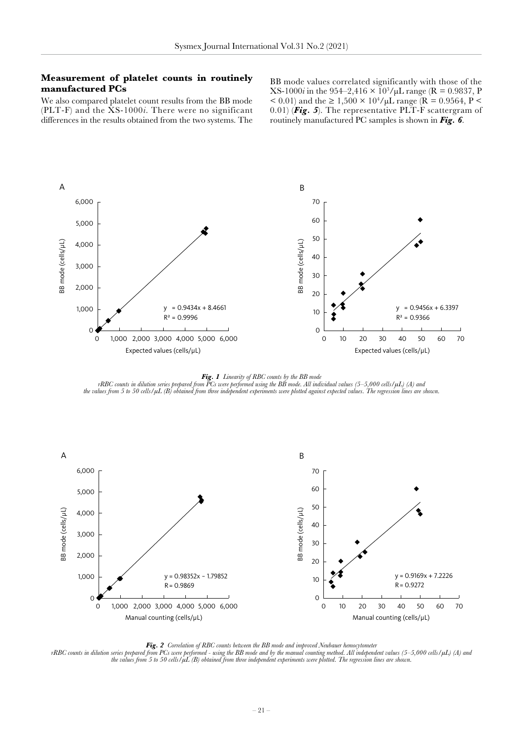### Measurement of platelet counts in routinely manufactured PCs

We also compared platelet count results from the BB mode (PLT-F) and the XS-1000*i*. There were no significant differences in the results obtained from the two systems. The BB mode values correlated significantly with those of the XS-1000*i* in the 954–2,416 × $10^3$/μL range (R = 0.9837, P < 0.01) and the ≥ 1,500 × $10^4$/μL range (R = 0.9564, P < 0.01) (***Fig. 5***). The representative PLT-F scattergram of routinely manufactured PC samples is shown in ***Fig. 6***.

***Fig. 1*** *Linearity of RBC counts by the BB mode*

*rRBC counts in dilution series prepared from PCs were performed using the BB mode. All individual values (5–5,000 cells/μL) (A) and the values from 5 to 50 cells/μL (B) obtained from three independent experiments were plotted against expected values. The regression lines are shown.*

***Fig. 2*** *Correlation of RBC counts between the BB mode and improved Neubauer hemocytometer*

*rRBC counts in dilution series prepared from PCs were performed - using the BB mode and by the manual counting method. All independent values (5–5,000 cells/μL) (A) and the values from 5 to 50 cells/μL (B) obtained from three independent experiments were plotted. The regression lines are shown.*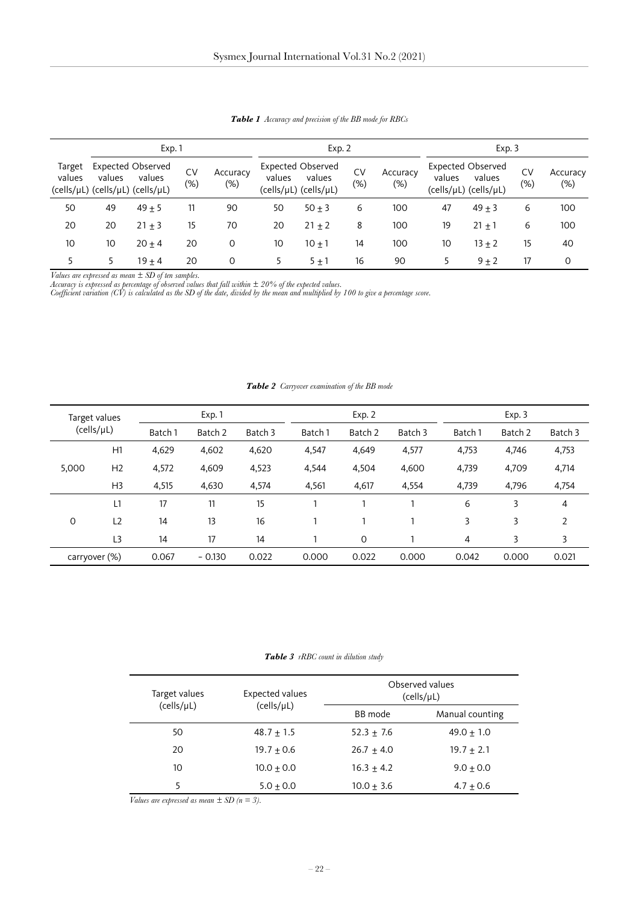***Table 1** Accuracy and precision of the BB mode for RBCs*

| | Exp. 1 | | | | Exp. 2 | | | | Exp. 3 | | | |
|---|---|---|---|---|---|---|---|---|---|---|---|---|
| Target values (cells/μL) | Expected values (cells/μL) | Observed values (cells/μL) | CV (%) | Accuracy (%) | Expected values (cells/μL) | Observed values (cells/μL) | CV (%) | Accuracy (%) | Expected values (cells/μL) | Observed values (cells/μL) | CV (%) | Accuracy (%) |
| 50 | 49 | 49 ± 5 | 11 | 90 | 50 | 50 ± 3 | 6 | 100 | 47 | 49 ± 3 | 6 | 100 |
| 20 | 20 | 21 ± 3 | 15 | 70 | 20 | 21 ± 2 | 8 | 100 | 19 | 21 ± 1 | 6 | 100 |
| 10 | 10 | 20 ± 4 | 20 | 0 | 10 | 10 ± 1 | 14 | 100 | 10 | 13 ± 2 | 15 | 40 |
| 5 | 5 | 19 ± 4 | 20 | 0 | 5 | 5 ± 1 | 16 | 90 | 5 | 9 ± 2 | 17 | 0 |

*Values are expressed as mean ± SD of ten samples.*
*Accuracy is expressed as percentage of observed values that fall within ± 20% of the expected values.*
*Coefficient variation (CV) is calculated as the SD of the date, divided by the mean and multiplied by 100 to give a percentage score.*

***Table 2** Carryover examination of the BB mode*

| Target values (cells/μL) | | Exp. 1 | | | Exp. 2 | | | Exp. 3 | | |
|---|---|---|---|---|---|---|---|---|---|---|
| | | Batch 1 | Batch 2 | Batch 3 | Batch 1 | Batch 2 | Batch 3 | Batch 1 | Batch 2 | Batch 3 |
| 5,000 | H1 | 4,629 | 4,602 | 4,620 | 4,547 | 4,649 | 4,577 | 4,753 | 4,746 | 4,753 |
| | H2 | 4,572 | 4,609 | 4,523 | 4,544 | 4,504 | 4,600 | 4,739 | 4,709 | 4,714 |
| | H3 | 4,515 | 4,630 | 4,574 | 4,561 | 4,617 | 4,554 | 4,739 | 4,796 | 4,754 |
| 0 | L1 | 17 | 11 | 15 | 1 | 1 | 1 | 6 | 3 | 4 |
| | L2 | 14 | 13 | 16 | 1 | 1 | 1 | 3 | 3 | 2 |
| | L3 | 14 | 17 | 14 | 1 | 0 | 1 | 4 | 3 | 3 |
| carryover (%) | | 0.067 | − 0.130 | 0.022 | 0.000 | 0.022 | 0.000 | 0.042 | 0.000 | 0.021 |

***Table 3** rRBC count in dilution study*

| Target values (cells/μL) | Expected values (cells/μL) | Observed values (cells/μL) | |
|---|---|---|---|
| | | BB mode | Manual counting |
| 50 | 48.7 ± 1.5 | 52.3 ± 7.6 | 49.0 ± 1.0 |
| 20 | 19.7 ± 0.6 | 26.7 ± 4.0 | 19.7 ± 2.1 |
| 10 | 10.0 ± 0.0 | 16.3 ± 4.2 | 9.0 ± 0.0 |
| 5 | 5.0 ± 0.0 | 10.0 ± 3.6 | 4.7 ± 0.6 |

*Values are expressed as mean ± SD (n = 3).*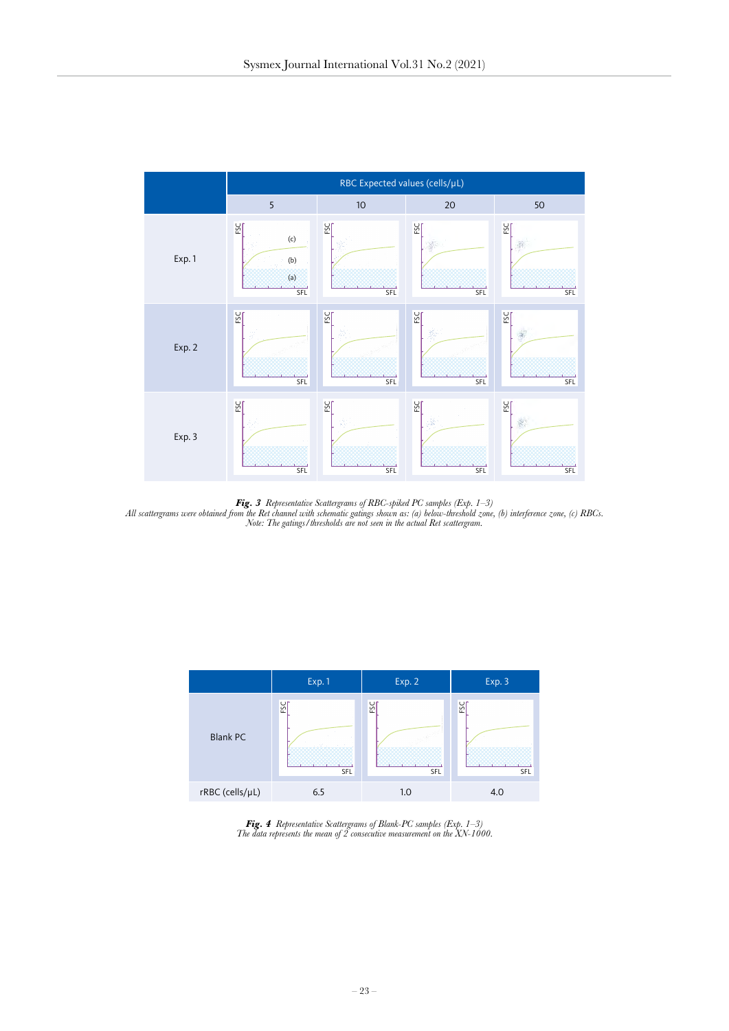| | RBC Expected values (cells/μL) | | | |
|---|---|---|---|---|
| | 5 | 10 | 20 | 50 |
| Exp. 1 | | | | |
| Exp. 2 | | | | |
| Exp. 3 | | | | |

***Fig. 3*** *Representative Scattergrams of RBC-spiked PC samples (Exp. 1–3)*
*All scattergrams were obtained from the Ret channel with schematic gatings shown as: (a) below-threshold zone, (b) interference zone, (c) RBCs.*
*Note: The gatings/thresholds are not seen in the actual Ret scattergram.*

| | Exp. 1 | Exp. 2 | Exp. 3 |
|---|---|---|---|
| Blank PC | | | |
| rRBC (cells/μL) | 6.5 | 1.0 | 4.0 |

***Fig. 4*** *Representative Scattergrams of Blank-PC samples (Exp. 1–3)*
*The data represents the mean of 2 consecutive measurement on the XN-1000.*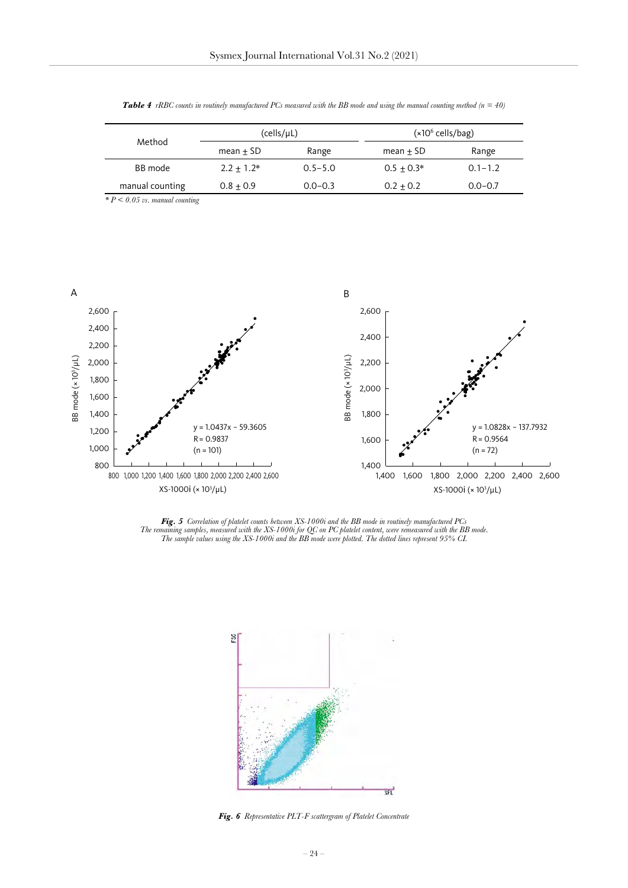*Table 4 rRBC counts in routinely manufactured PCs measured with the BB mode and using the manual counting method (n = 40)*

| Method | (cells/μL) | | (×10[6] cells/bag) | |
|---|---|---|---|---|
| | mean ± SD | Range | mean ± SD | Range |
| BB mode | 2.2 ± 1.2* | 0.5–5.0 | 0.5 ± 0.3* | 0.1–1.2 |
| manual counting | 0.8 ± 0.9 | 0.0–0.3 | 0.2 ± 0.2 | 0.0–0.7 |

* $P < 0.05$ vs. manual counting

*Fig. 5 Correlation of platelet counts between XS-1000i and the BB mode in routinely manufactured PCs*
The remaining samples, measured with the XS-1000i for QC on PC platelet content, were remeasured with the BB mode. The sample values using the XS-1000i and the BB mode were plotted. The dotted lines represent 95% CI.

*Fig. 6 Representative PLT-F scattergram of Platelet Concentrate*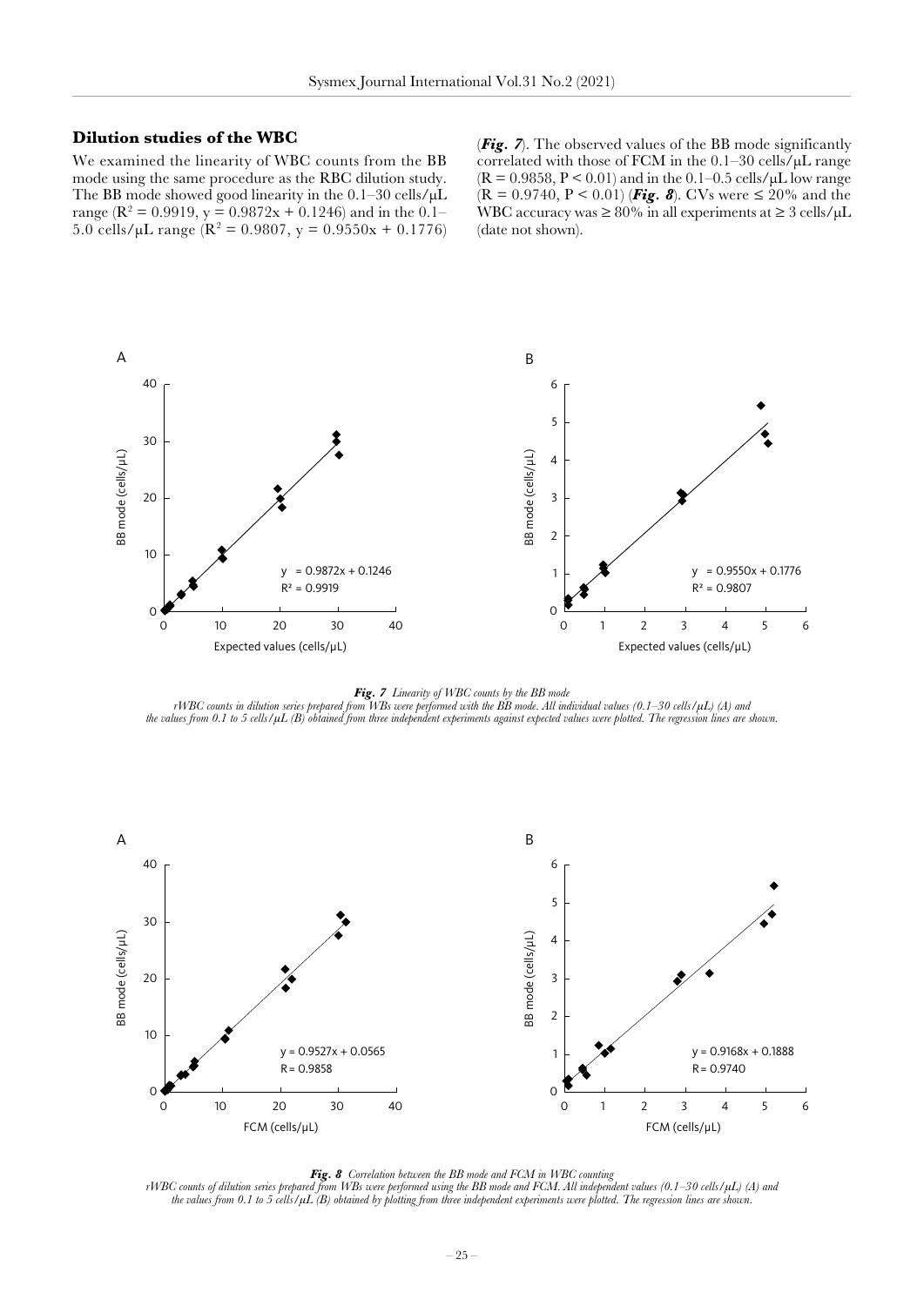### Dilution studies of the WBC

We examined the linearity of WBC counts from the BB mode using the same procedure as the RBC dilution study. The BB mode showed good linearity in the 0.1–30 cells/μL range ($R^2$ = 0.9919, y = 0.9872x + 0.1246) and in the 0.1–5.0 cells/μL range ($R^2$ = 0.9807, y = 0.9550x + 0.1776) (***Fig. 7***). The observed values of the BB mode significantly correlated with those of FCM in the 0.1–30 cells/μL range (R = 0.9858, P < 0.01) and in the 0.1–0.5 cells/μL low range (R = 0.9740, P < 0.01) (***Fig. 8***). CVs were ≤ 20% and the WBC accuracy was ≥ 80% in all experiments at ≥ 3 cells/μL (date not shown).

***Fig. 7*** *Linearity of WBC counts by the BB mode*
*rWBC counts in dilution series prepared from WBs were performed with the BB mode. All individual values (0.1–30 cells/μL) (A) and the values from 0.1 to 5 cells/μL (B) obtained from three independent experiments against expected values were plotted. The regression lines are shown.*

***Fig. 8*** *Correlation between the BB mode and FCM in WBC counting*
*rWBC counts of dilution series prepared from WBs were performed using the BB mode and FCM. All independent values (0.1–30 cells/μL) (A) and the values from 0.1 to 5 cells/μL (B) obtained by plotting from three independent experiments were plotted. The regression lines are shown.*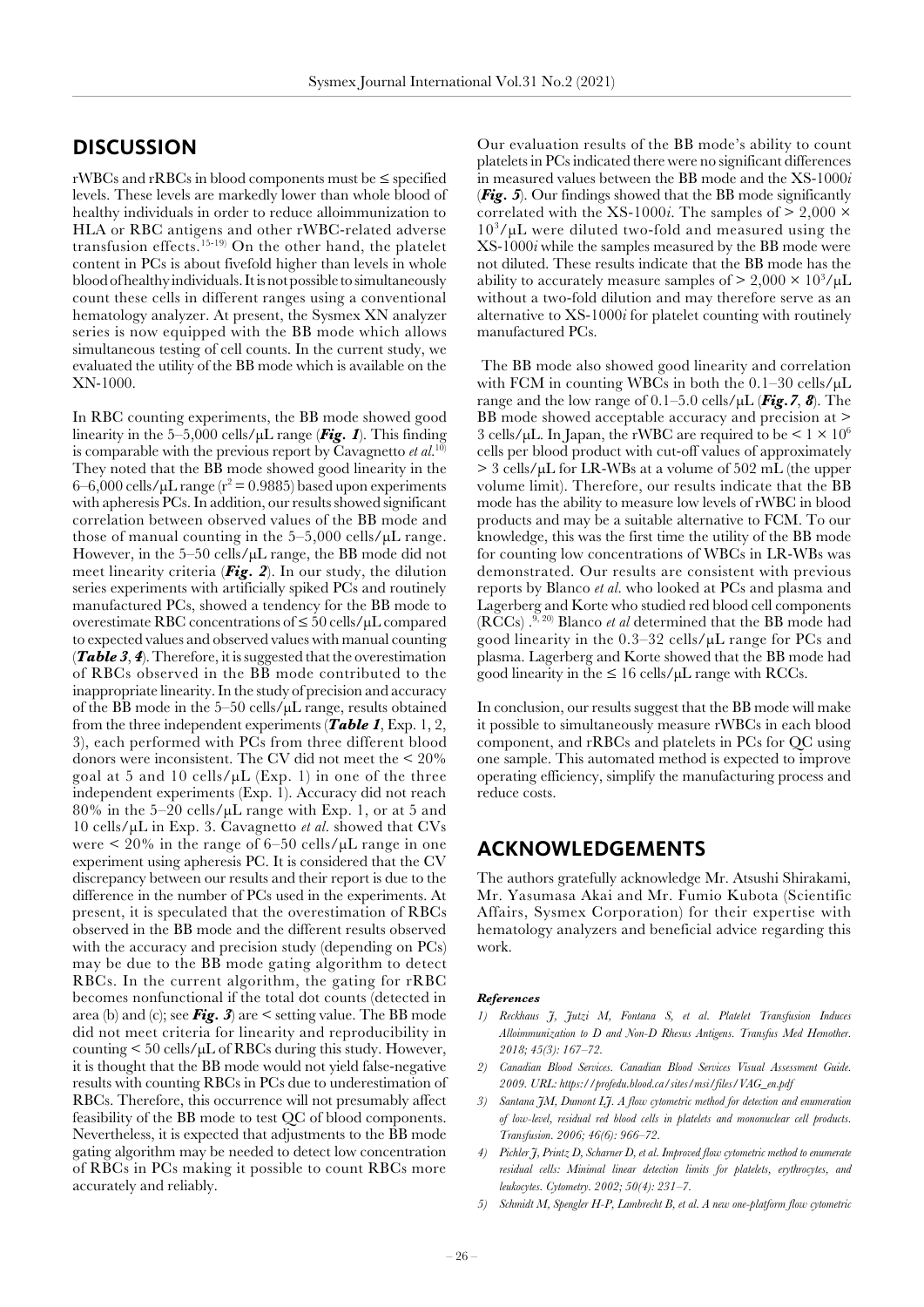## DISCUSSION

rWBCs and rRBCs in blood components must be ≤ specified levels. These levels are markedly lower than whole blood of healthy individuals in order to reduce alloimmunization to HLA or RBC antigens and other rWBC-related adverse transfusion effects.[15-19] On the other hand, the platelet content in PCs is about fivefold higher than levels in whole blood of healthy individuals. It is not possible to simultaneously count these cells in different ranges using a conventional hematology analyzer. At present, the Sysmex XN analyzer series is now equipped with the BB mode which allows simultaneous testing of cell counts. In the current study, we evaluated the utility of the BB mode which is available on the XN-1000.

In RBC counting experiments, the BB mode showed good linearity in the 5–5,000 cells/μL range (***Fig. 1***). This finding is comparable with the previous report by Cavagnetto *et al.*[10] They noted that the BB mode showed good linearity in the 6–6,000 cells/μL range ($r^2 = 0.9885$) based upon experiments with apheresis PCs. In addition, our results showed significant correlation between observed values of the BB mode and those of manual counting in the 5–5,000 cells/μL range. However, in the 5–50 cells/μL range, the BB mode did not meet linearity criteria (***Fig. 2***). In our study, the dilution series experiments with artificially spiked PCs and routinely manufactured PCs, showed a tendency for the BB mode to overestimate RBC concentrations of ≤ 50 cells/μL compared to expected values and observed values with manual counting (***Table 3***, ***4***). Therefore, it is suggested that the overestimation of RBCs observed in the BB mode contributed to the inappropriate linearity. In the study of precision and accuracy of the BB mode in the 5–50 cells/μL range, results obtained from the three independent experiments (***Table 1***, Exp. 1, 2, 3), each performed with PCs from three different blood donors were inconsistent. The CV did not meet the < 20% goal at 5 and 10 cells/μL (Exp. 1) in one of the three independent experiments (Exp. 1). Accuracy did not reach 80% in the 5–20 cells/μL range with Exp. 1, or at 5 and 10 cells/μL in Exp. 3. Cavagnetto *et al.* showed that CVs were < 20% in the range of 6–50 cells/μL range in one experiment using apheresis PC. It is considered that the CV discrepancy between our results and their report is due to the difference in the number of PCs used in the experiments. At present, it is speculated that the overestimation of RBCs observed in the BB mode and the different results observed with the accuracy and precision study (depending on PCs) may be due to the BB mode gating algorithm to detect RBCs. In the current algorithm, the gating for rRBC becomes nonfunctional if the total dot counts (detected in area (b) and (c); see ***Fig. 3***) are < setting value. The BB mode did not meet criteria for linearity and reproducibility in counting < 50 cells/μL of RBCs during this study. However, it is thought that the BB mode would not yield false-negative results with counting RBCs in PCs due to underestimation of RBCs. Therefore, this occurrence will not presumably affect feasibility of the BB mode to test QC of blood components. Nevertheless, it is expected that adjustments to the BB mode gating algorithm may be needed to detect low concentration of RBCs in PCs making it possible to count RBCs more accurately and reliably.

Our evaluation results of the BB mode's ability to count platelets in PCs indicated there were no significant differences in measured values between the BB mode and the XS-1000*i* (***Fig. 5***). Our findings showed that the BB mode significantly correlated with the XS-1000*i*. The samples of > 2,000 × $10^3$/μL were diluted two-fold and measured using the XS-1000*i* while the samples measured by the BB mode were not diluted. These results indicate that the BB mode has the ability to accurately measure samples of > 2,000 × $10^3$/μL without a two-fold dilution and may therefore serve as an alternative to XS-1000*i* for platelet counting with routinely manufactured PCs.

The BB mode also showed good linearity and correlation with FCM in counting WBCs in both the 0.1–30 cells/μL range and the low range of 0.1–5.0 cells/μL (***Fig. 7***, ***8***). The BB mode showed acceptable accuracy and precision at > 3 cells/μL. In Japan, the rWBC are required to be < 1 × $10^6$ cells per blood product with cut-off values of approximately > 3 cells/μL for LR-WBs at a volume of 502 mL (the upper volume limit). Therefore, our results indicate that the BB mode has the ability to measure low levels of rWBC in blood products and may be a suitable alternative to FCM. To our knowledge, this was the first time the utility of the BB mode for counting low concentrations of WBCs in LR-WBs was demonstrated. Our results are consistent with previous reports by Blanco *et al.* who looked at PCs and plasma and Lagerberg and Korte who studied red blood cell components (RCCs).[9, 20] Blanco *et al* determined that the BB mode had good linearity in the 0.3–32 cells/μL range for PCs and plasma. Lagerberg and Korte showed that the BB mode had good linearity in the ≤ 16 cells/μL range with RCCs.

In conclusion, our results suggest that the BB mode will make it possible to simultaneously measure rWBCs in each blood component, and rRBCs and platelets in PCs for QC using one sample. This automated method is expected to improve operating efficiency, simplify the manufacturing process and reduce costs.

## ACKNOWLEDGEMENTS

The authors gratefully acknowledge Mr. Atsushi Shirakami, Mr. Yasumasa Akai and Mr. Fumio Kubota (Scientific Affairs, Sysmex Corporation) for their expertise with hematology analyzers and beneficial advice regarding this work.

#### *References*

1) *Reckhaus J, Jutzi M, Fontana S, et al. Platelet Transfusion Induces Alloimmunization to D and Non-D Rhesus Antigens. Transfus Med Hemother. 2018; 45(3): 167–72.*
2) *Canadian Blood Services. Canadian Blood Services Visual Assessment Guide. 2009. URL: https://profedu.blood.ca/sites/msi/files/VAG_en.pdf*
3) *Santana JM, Dumont LJ. A flow cytometric method for detection and enumeration of low-level, residual red blood cells in platelets and mononuclear cell products. Transfusion. 2006; 46(6): 966–72.*
4) *Pichler J, Printz D, Scharner D, et al. Improved flow cytometric method to enumerate residual cells: Minimal linear detection limits for platelets, erythrocytes, and leukocytes. Cytometry. 2002; 50(4): 231–7.*
5) *Schmidt M, Spengler H-P, Lambrecht B, et al. A new one-platform flow cytometric*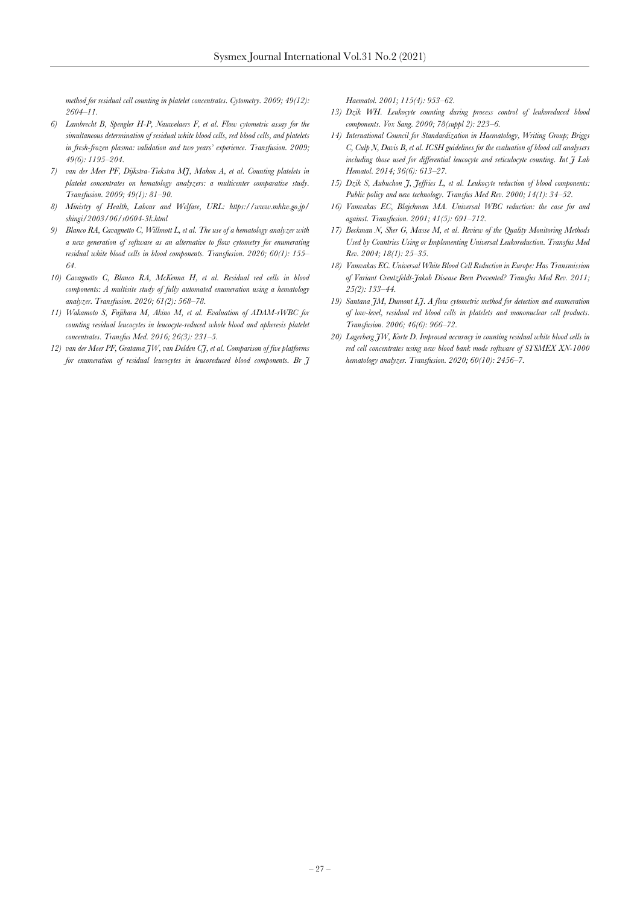*method for residual cell counting in platelet concentrates. Cytometry. 2009; 49(12): 2604–11.*

6) *Lambrecht B, Spengler H-P, Nauwelaers F, et al. Flow cytometric assay for the simultaneous determination of residual white blood cells, red blood cells, and platelets in fresh-frozen plasma: validation and two years' experience. Transfusion. 2009; 49(6): 1195–204.*
7) *van der Meer PF, Dijkstra-Tiekstra MJ, Mahon A, et al. Counting platelets in platelet concentrates on hematology analyzers: a multicenter comparative study. Transfusion. 2009; 49(1): 81–90.*
8) *Ministry of Health, Labour and Welfare, URL: https://www.mhlw.go.jp/shingi/2003/06/s0604-3k.html*
9) *Blanco RA, Cavagnetto C, Willmott L, et al. The use of a hematology analyzer with a new generation of software as an alternative to flow cytometry for enumerating residual white blood cells in blood components. Transfusion. 2020; 60(1): 155–64.*
10) *Cavagnetto C, Blanco RA, McKenna H, et al. Residual red cells in blood components: A multisite study of fully automated enumeration using a hematology analyzer. Transfusion. 2020; 61(2): 568–78.*
11) *Wakamoto S, Fujihara M, Akino M, et al. Evaluation of ADAM-rWBC for counting residual leucocytes in leucocyte-reduced whole blood and apheresis platelet concentrates. Transfus Med. 2016; 26(3): 231–5.*
12) *van der Meer PF, Gratama JW, van Delden CJ, et al. Comparison of five platforms for enumeration of residual leucocytes in leucoreduced blood components. Br J Haematol. 2001; 115(4): 953–62.*
13) *Dzik WH. Leukocyte counting during process control of leukoreduced blood components. Vox Sang. 2000; 78(suppl 2): 223–6.*
14) *International Council for Standardization in Haematology, Writing Group; Briggs C, Culp N, Davis B, et al. ICSH guidelines for the evaluation of blood cell analysers including those used for differential leucocyte and reticulocyte counting. Int J Lab Hematol. 2014; 36(6): 613–27.*
15) *Dzik S, Aubuchon J, Jeffries L, et al. Leukocyte reduction of blood components: Public policy and new technology. Transfus Med Rev. 2000; 14(1): 34–52.*
16) *Vamvakas EC, Blajchman MA. Universal WBC reduction: the case for and against. Transfusion. 2001; 41(5): 691–712.*
17) *Beckman N, Sher G, Masse M, et al. Review of the Quality Monitoring Methods Used by Countries Using or Implementing Universal Leukoreduction. Transfus Med Rev. 2004; 18(1): 25–35.*
18) *Vamvakas EC. Universal White Blood Cell Reduction in Europe: Has Transmission of Variant Creutzfeldt-Jakob Disease Been Prevented? Transfus Med Rev. 2011; 25(2): 133–44.*
19) *Santana JM, Dumont LJ. A flow cytometric method for detection and enumeration of low-level, residual red blood cells in platelets and mononuclear cell products. Transfusion. 2006; 46(6): 966–72.*
20) *Lagerberg JW, Korte D. Improved accuracy in counting residual white blood cells in red cell concentrates using new blood bank mode software of SYSMEX XN-1000 hematology analyzer. Transfusion. 2020; 60(10): 2456–7.*